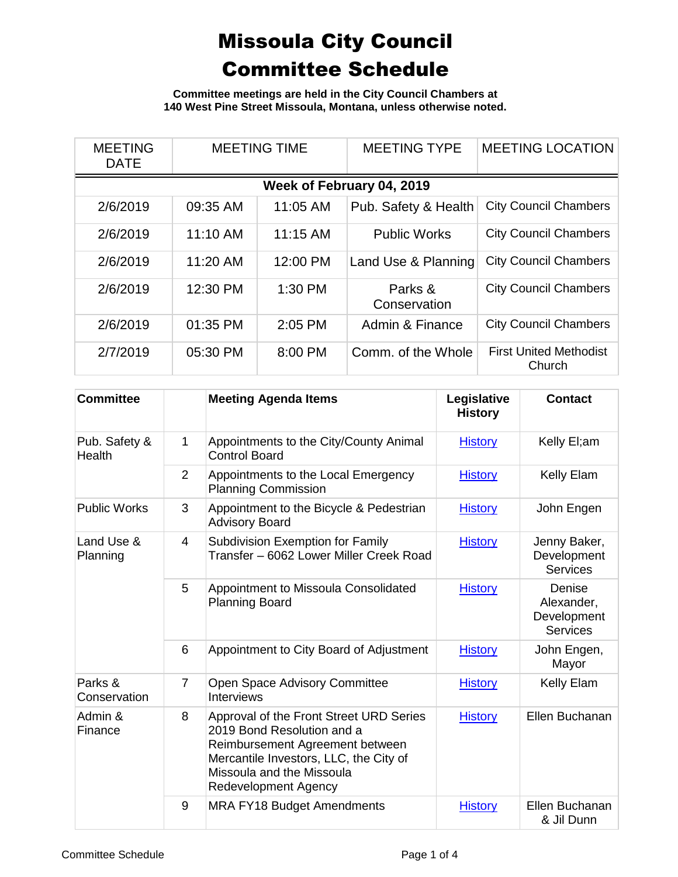# Missoula City Council Committee Schedule

**Committee meetings are held in the City Council Chambers at 140 West Pine Street Missoula, Montana, unless otherwise noted.**

| MEETING DATE | MEETING TIME | | MEETING TYPE | MEETING LOCATION |
|---|---|---|---|---|
| **Week of February 04, 2019** | | | | |
| 2/6/2019 | 09:35 AM | 11:05 AM | Pub. Safety & Health | City Council Chambers |
| 2/6/2019 | 11:10 AM | 11:15 AM | Public Works | City Council Chambers |
| 2/6/2019 | 11:20 AM | 12:00 PM | Land Use & Planning | City Council Chambers |
| 2/6/2019 | 12:30 PM | 1:30 PM | Parks & Conservation | City Council Chambers |
| 2/6/2019 | 01:35 PM | 2:05 PM | Admin & Finance | City Council Chambers |
| 2/7/2019 | 05:30 PM | 8:00 PM | Comm. of the Whole | First United Methodist Church |

| Committee | | Meeting Agenda Items | Legislative History | Contact |
|---|---|---|---|---|
| Pub. Safety & Health | 1 | Appointments to the City/County Animal Control Board | History | Kelly El;am |
| | 2 | Appointments to the Local Emergency Planning Commission | History | Kelly Elam |
| Public Works | 3 | Appointment to the Bicycle & Pedestrian Advisory Board | History | John Engen |
| Land Use & Planning | 4 | Subdivision Exemption for Family Transfer – 6062 Lower Miller Creek Road | History | Jenny Baker, Development Services |
| | 5 | Appointment to Missoula Consolidated Planning Board | History | Denise Alexander, Development Services |
| | 6 | Appointment to City Board of Adjustment | History | John Engen, Mayor |
| Parks & Conservation | 7 | Open Space Advisory Committee Interviews | History | Kelly Elam |
| Admin & Finance | 8 | Approval of the Front Street URD Series 2019 Bond Resolution and a Reimbursement Agreement between Mercantile Investors, LLC, the City of Missoula and the Missoula Redevelopment Agency | History | Ellen Buchanan |
| | 9 | MRA FY18 Budget Amendments | History | Ellen Buchanan & Jil Dunn |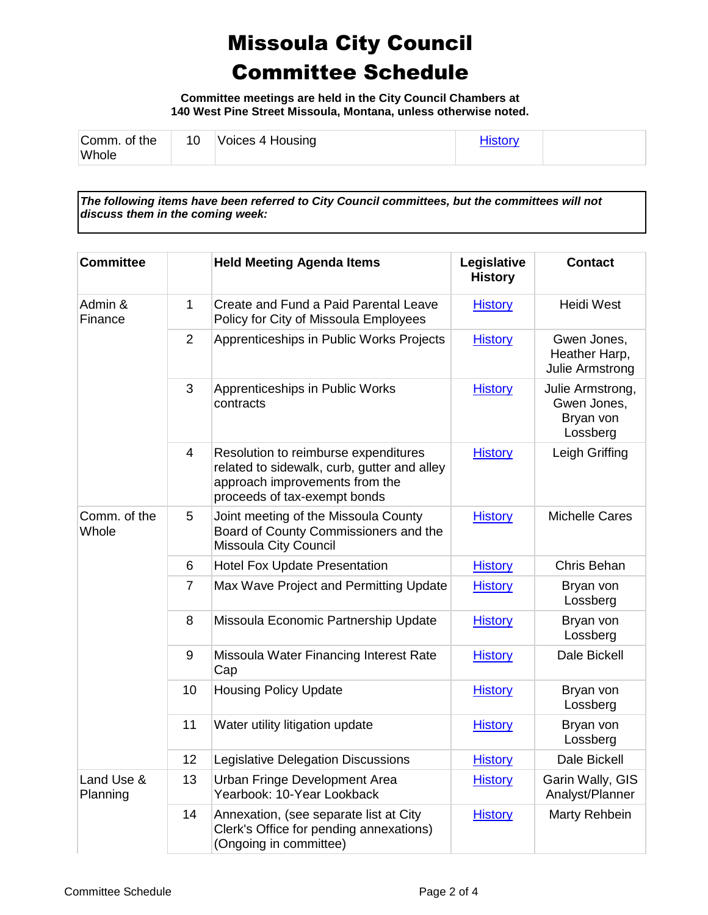# Missoula City Council Committee Schedule

**Committee meetings are held in the City Council Chambers at 140 West Pine Street Missoula, Montana, unless otherwise noted.**

| | | | | |
|---|---|---|---|---|
| Comm. of the Whole | 10 | Voices 4 Housing | History | |

***The following items have been referred to City Council committees, but the committees will not discuss them in the coming week:***

| Committee | | Held Meeting Agenda Items | Legislative History | Contact |
|---|---|---|---|---|
| Admin & Finance | 1 | Create and Fund a Paid Parental Leave Policy for City of Missoula Employees | History | Heidi West |
| | 2 | Apprenticeships in Public Works Projects | History | Gwen Jones, Heather Harp, Julie Armstrong |
| | 3 | Apprenticeships in Public Works contracts | History | Julie Armstrong, Gwen Jones, Bryan von Lossberg |
| | 4 | Resolution to reimburse expenditures related to sidewalk, curb, gutter and alley approach improvements from the proceeds of tax-exempt bonds | History | Leigh Griffing |
| Comm. of the Whole | 5 | Joint meeting of the Missoula County Board of County Commissioners and the Missoula City Council | History | Michelle Cares |
| | 6 | Hotel Fox Update Presentation | History | Chris Behan |
| | 7 | Max Wave Project and Permitting Update | History | Bryan von Lossberg |
| | 8 | Missoula Economic Partnership Update | History | Bryan von Lossberg |
| | 9 | Missoula Water Financing Interest Rate Cap | History | Dale Bickell |
| | 10 | Housing Policy Update | History | Bryan von Lossberg |
| | 11 | Water utility litigation update | History | Bryan von Lossberg |
| | 12 | Legislative Delegation Discussions | History | Dale Bickell |
| Land Use & Planning | 13 | Urban Fringe Development Area Yearbook: 10-Year Lookback | History | Garin Wally, GIS Analyst/Planner |
| | 14 | Annexation, (see separate list at City Clerk's Office for pending annexations) (Ongoing in committee) | History | Marty Rehbein |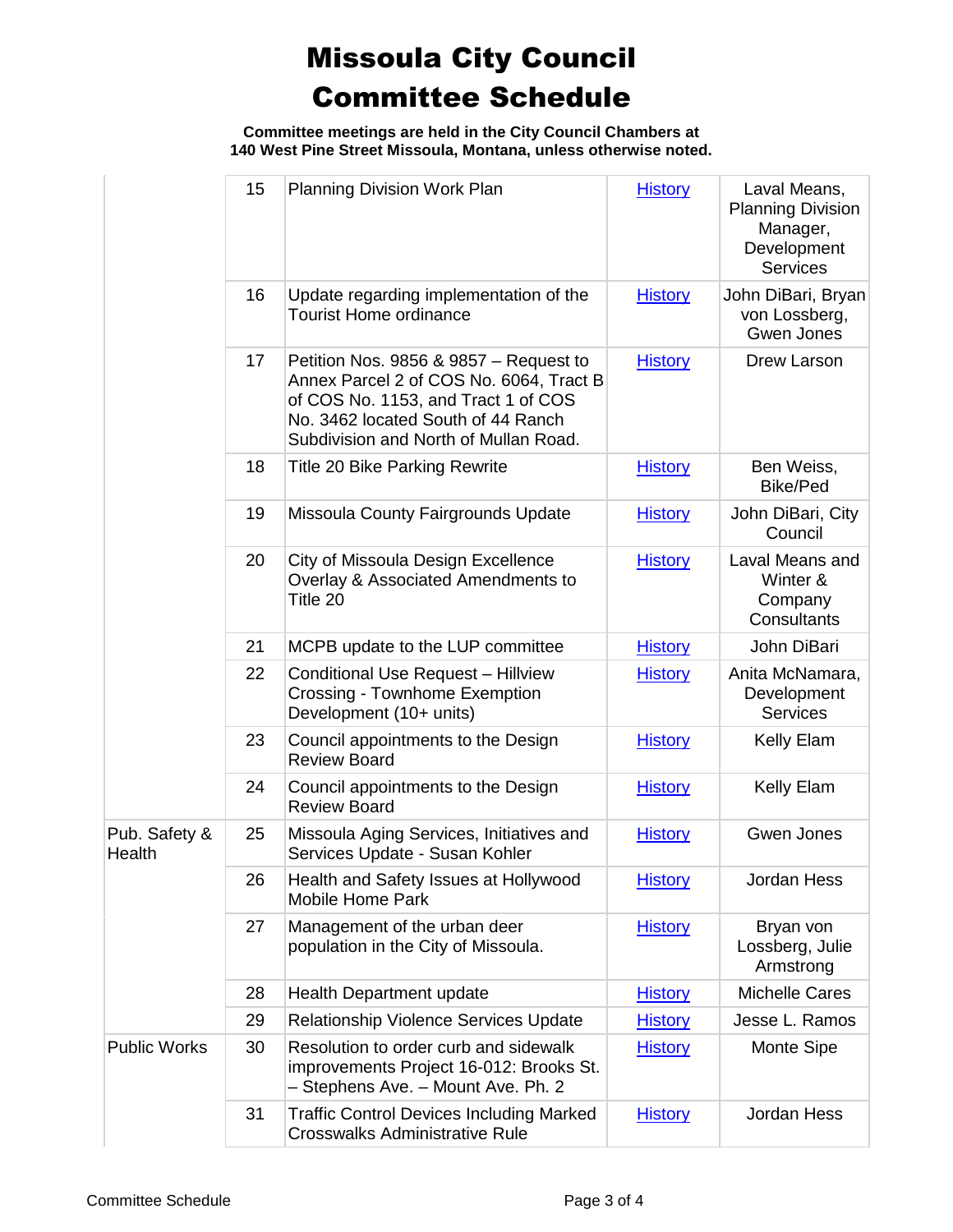# Missoula City Council Committee Schedule

**Committee meetings are held in the City Council Chambers at 140 West Pine Street Missoula, Montana, unless otherwise noted.**

| | | | | |
|---|---|---|---|---|
| | 15 | Planning Division Work Plan | History | Laval Means, Planning Division Manager, Development Services |
| | 16 | Update regarding implementation of the Tourist Home ordinance | History | John DiBari, Bryan von Lossberg, Gwen Jones |
| | 17 | Petition Nos. 9856 & 9857 – Request to Annex Parcel 2 of COS No. 6064, Tract B of COS No. 1153, and Tract 1 of COS No. 3462 located South of 44 Ranch Subdivision and North of Mullan Road. | History | Drew Larson |
| | 18 | Title 20 Bike Parking Rewrite | History | Ben Weiss, Bike/Ped |
| | 19 | Missoula County Fairgrounds Update | History | John DiBari, City Council |
| | 20 | City of Missoula Design Excellence Overlay & Associated Amendments to Title 20 | History | Laval Means and Winter & Company Consultants |
| | 21 | MCPB update to the LUP committee | History | John DiBari |
| | 22 | Conditional Use Request – Hillview Crossing - Townhome Exemption Development (10+ units) | History | Anita McNamara, Development Services |
| | 23 | Council appointments to the Design Review Board | History | Kelly Elam |
| | 24 | Council appointments to the Design Review Board | History | Kelly Elam |
| Pub. Safety & Health | 25 | Missoula Aging Services, Initiatives and Services Update - Susan Kohler | History | Gwen Jones |
| | 26 | Health and Safety Issues at Hollywood Mobile Home Park | History | Jordan Hess |
| | 27 | Management of the urban deer population in the City of Missoula. | History | Bryan von Lossberg, Julie Armstrong |
| | 28 | Health Department update | History | Michelle Cares |
| | 29 | Relationship Violence Services Update | History | Jesse L. Ramos |
| Public Works | 30 | Resolution to order curb and sidewalk improvements Project 16-012: Brooks St. – Stephens Ave. – Mount Ave. Ph. 2 | History | Monte Sipe |
| | 31 | Traffic Control Devices Including Marked Crosswalks Administrative Rule | History | Jordan Hess |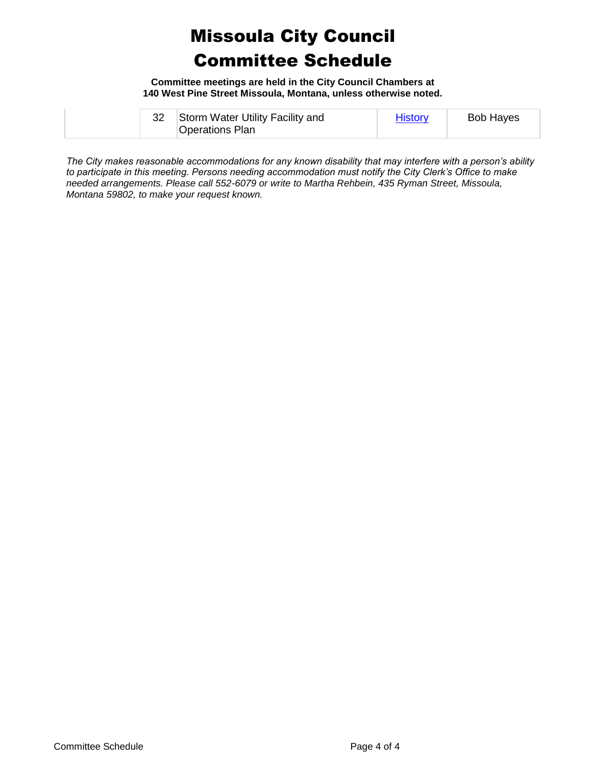# Missoula City Council Committee Schedule

**Committee meetings are held in the City Council Chambers at 140 West Pine Street Missoula, Montana, unless otherwise noted.**

| | | | | |
|---|---|---|---|---|
| | 32 | Storm Water Utility Facility and Operations Plan | History | Bob Hayes |

*The City makes reasonable accommodations for any known disability that may interfere with a person's ability to participate in this meeting. Persons needing accommodation must notify the City Clerk's Office to make needed arrangements. Please call 552-6079 or write to Martha Rehbein, 435 Ryman Street, Missoula, Montana 59802, to make your request known.*